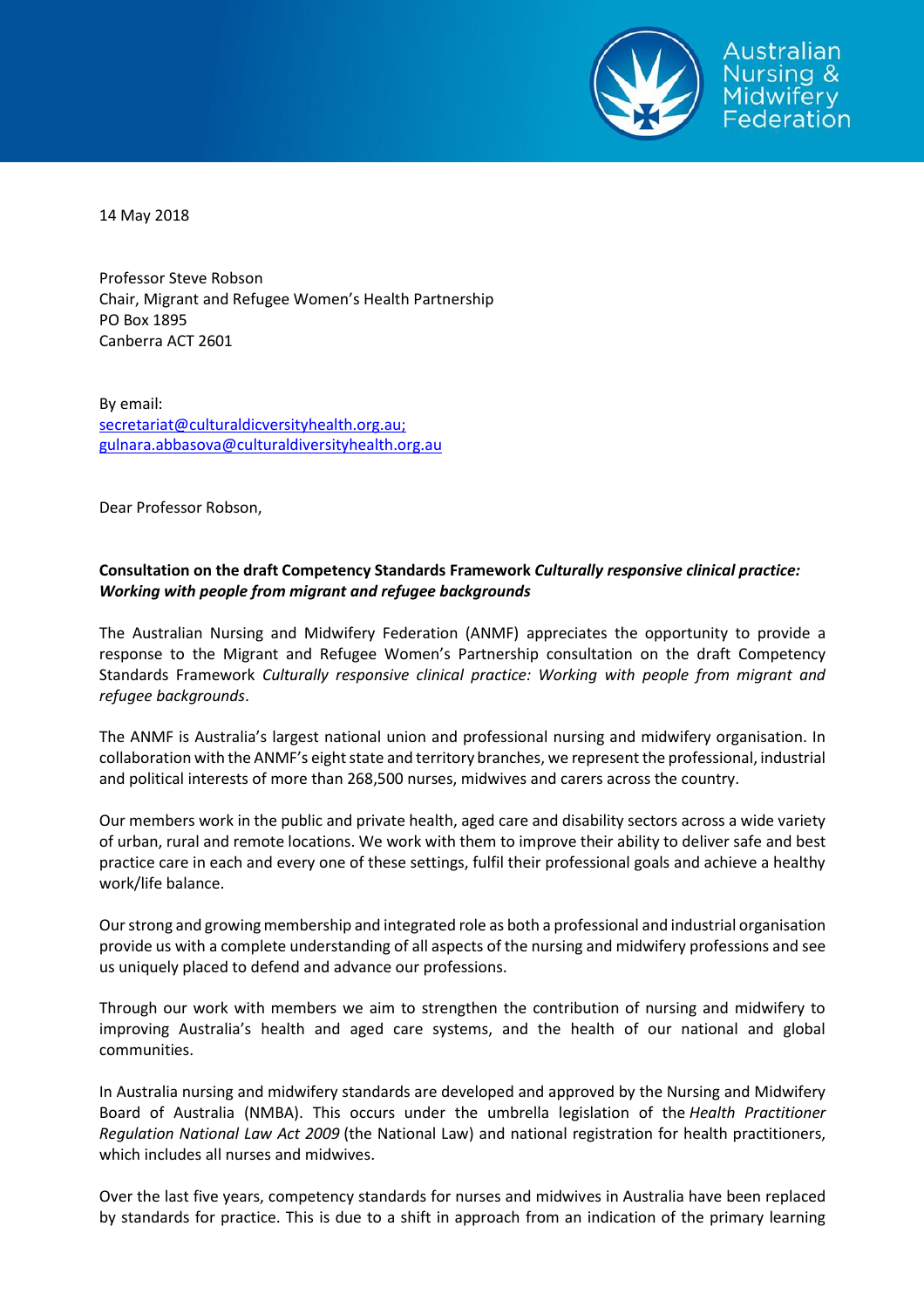14 May 2018

Professor Steve Robson
Chair, Migrant and Refugee Women's Health Partnership
PO Box 1895
Canberra ACT 2601

By email:
secretariat@culturaldicversityhealth.org.au;
gulnara.abbasova@culturaldiversityhealth.org.au

Dear Professor Robson,

**Consultation on the draft Competency Standards Framework *Culturally responsive clinical practice: Working with people from migrant and refugee backgrounds***

The Australian Nursing and Midwifery Federation (ANMF) appreciates the opportunity to provide a response to the Migrant and Refugee Women's Partnership consultation on the draft Competency Standards Framework *Culturally responsive clinical practice: Working with people from migrant and refugee backgrounds*.

The ANMF is Australia's largest national union and professional nursing and midwifery organisation. In collaboration with the ANMF's eight state and territory branches, we represent the professional, industrial and political interests of more than 268,500 nurses, midwives and carers across the country.

Our members work in the public and private health, aged care and disability sectors across a wide variety of urban, rural and remote locations. We work with them to improve their ability to deliver safe and best practice care in each and every one of these settings, fulfil their professional goals and achieve a healthy work/life balance.

Our strong and growing membership and integrated role as both a professional and industrial organisation provide us with a complete understanding of all aspects of the nursing and midwifery professions and see us uniquely placed to defend and advance our professions.

Through our work with members we aim to strengthen the contribution of nursing and midwifery to improving Australia's health and aged care systems, and the health of our national and global communities.

In Australia nursing and midwifery standards are developed and approved by the Nursing and Midwifery Board of Australia (NMBA). This occurs under the umbrella legislation of the *Health Practitioner Regulation National Law Act 2009* (the National Law) and national registration for health practitioners, which includes all nurses and midwives.

Over the last five years, competency standards for nurses and midwives in Australia have been replaced by standards for practice. This is due to a shift in approach from an indication of the primary learning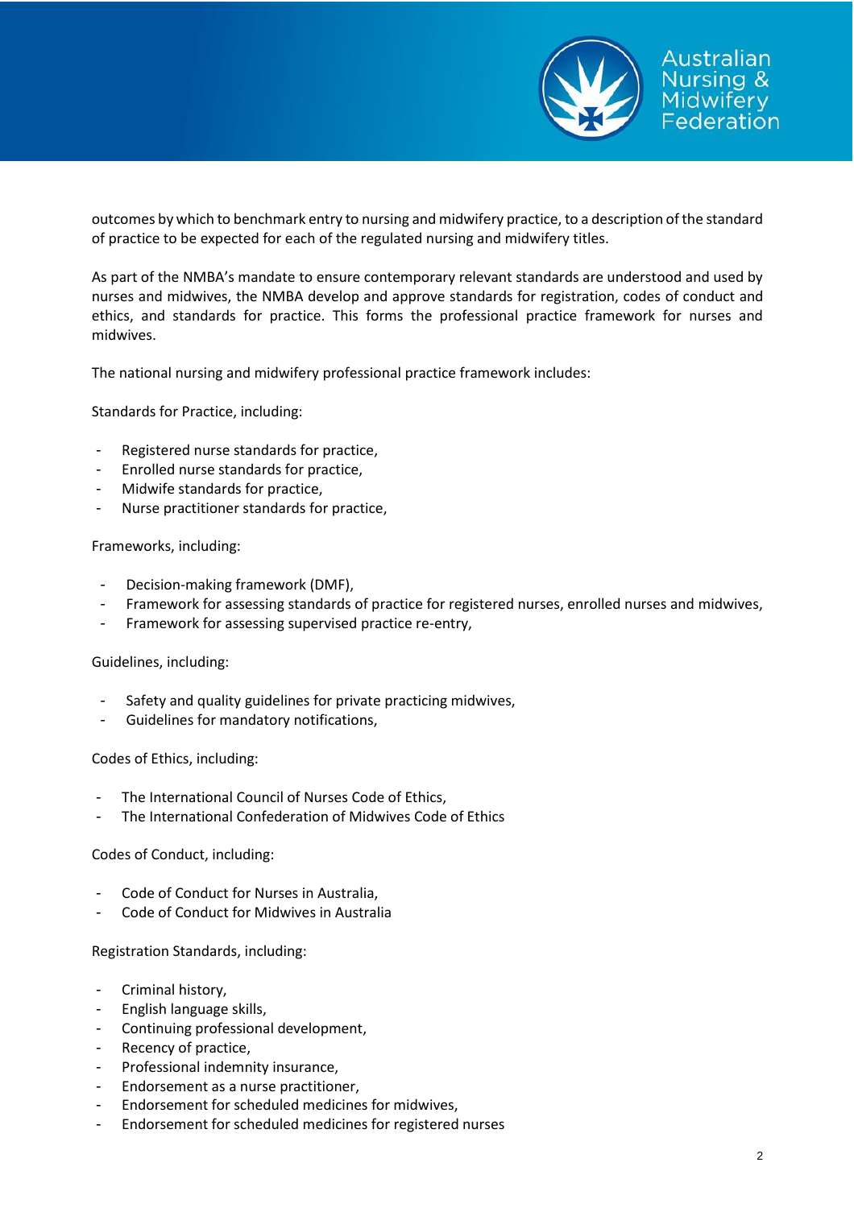outcomes by which to benchmark entry to nursing and midwifery practice, to a description of the standard of practice to be expected for each of the regulated nursing and midwifery titles.

As part of the NMBA's mandate to ensure contemporary relevant standards are understood and used by nurses and midwives, the NMBA develop and approve standards for registration, codes of conduct and ethics, and standards for practice. This forms the professional practice framework for nurses and midwives.

The national nursing and midwifery professional practice framework includes:

Standards for Practice, including:

- Registered nurse standards for practice,
- Enrolled nurse standards for practice,
- Midwife standards for practice,
- Nurse practitioner standards for practice,

Frameworks, including:

- Decision-making framework (DMF),
- Framework for assessing standards of practice for registered nurses, enrolled nurses and midwives,
- Framework for assessing supervised practice re-entry,

Guidelines, including:

- Safety and quality guidelines for private practicing midwives,
- Guidelines for mandatory notifications,

Codes of Ethics, including:

- The International Council of Nurses Code of Ethics,
- The International Confederation of Midwives Code of Ethics

Codes of Conduct, including:

- Code of Conduct for Nurses in Australia,
- Code of Conduct for Midwives in Australia

Registration Standards, including:

- Criminal history,
- English language skills,
- Continuing professional development,
- Recency of practice,
- Professional indemnity insurance,
- Endorsement as a nurse practitioner,
- Endorsement for scheduled medicines for midwives,
- Endorsement for scheduled medicines for registered nurses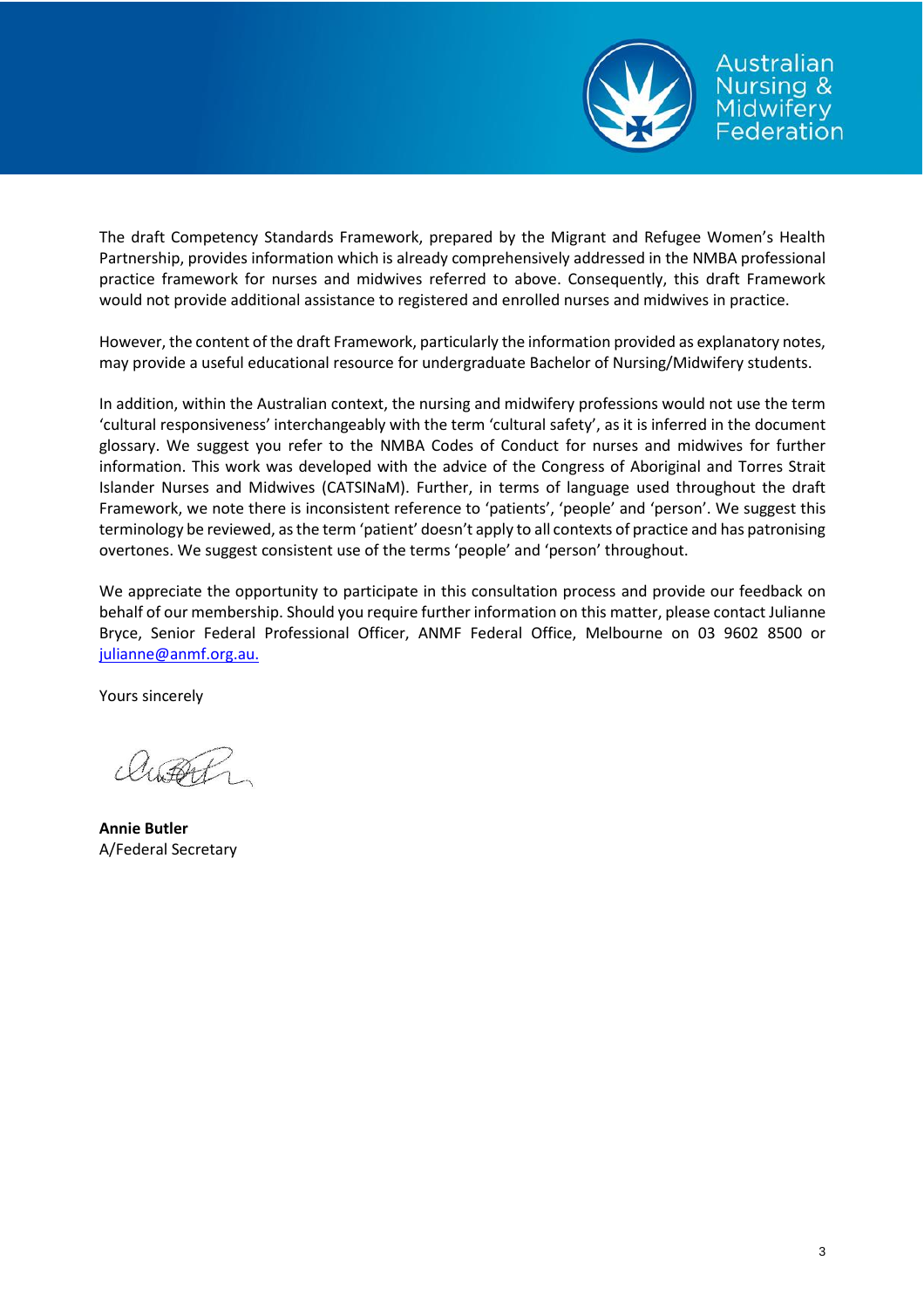The draft Competency Standards Framework, prepared by the Migrant and Refugee Women's Health Partnership, provides information which is already comprehensively addressed in the NMBA professional practice framework for nurses and midwives referred to above. Consequently, this draft Framework would not provide additional assistance to registered and enrolled nurses and midwives in practice.

However, the content of the draft Framework, particularly the information provided as explanatory notes, may provide a useful educational resource for undergraduate Bachelor of Nursing/Midwifery students.

In addition, within the Australian context, the nursing and midwifery professions would not use the term 'cultural responsiveness' interchangeably with the term 'cultural safety', as it is inferred in the document glossary. We suggest you refer to the NMBA Codes of Conduct for nurses and midwives for further information. This work was developed with the advice of the Congress of Aboriginal and Torres Strait Islander Nurses and Midwives (CATSINaM). Further, in terms of language used throughout the draft Framework, we note there is inconsistent reference to 'patients', 'people' and 'person'. We suggest this terminology be reviewed, as the term 'patient' doesn't apply to all contexts of practice and has patronising overtones. We suggest consistent use of the terms 'people' and 'person' throughout.

We appreciate the opportunity to participate in this consultation process and provide our feedback on behalf of our membership. Should you require further information on this matter, please contact Julianne Bryce, Senior Federal Professional Officer, ANMF Federal Office, Melbourne on 03 9602 8500 or julianne@anmf.org.au.

Yours sincerely

**Annie Butler**
A/Federal Secretary